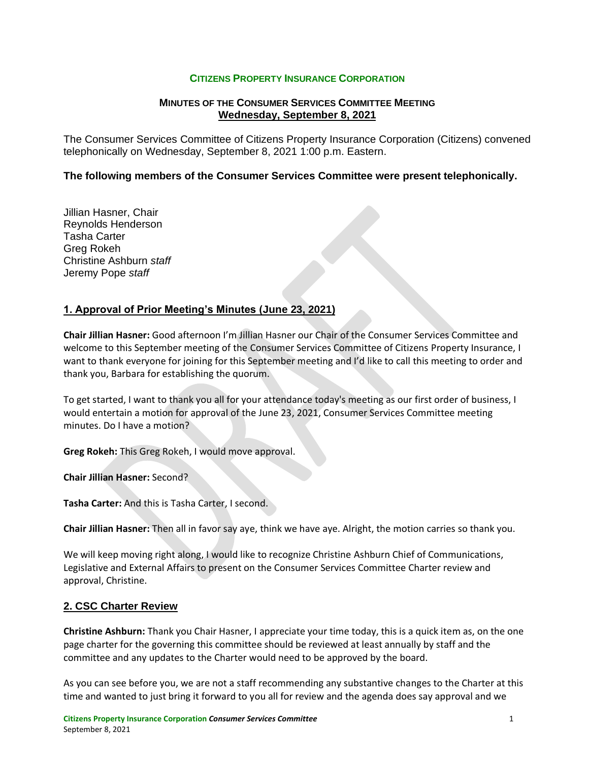**CITIZENS PROPERTY INSURANCE CORPORATION**

**MINUTES OF THE CONSUMER SERVICES COMMITTEE MEETING**
**Wednesday, September 8, 2021**

The Consumer Services Committee of Citizens Property Insurance Corporation (Citizens) convened telephonically on Wednesday, September 8, 2021 1:00 p.m. Eastern.

**The following members of the Consumer Services Committee were present telephonically.**

Jillian Hasner, Chair
Reynolds Henderson
Tasha Carter
Greg Rokeh
Christine Ashburn *staff*
Jeremy Pope *staff*

## 1. Approval of Prior Meeting's Minutes (June 23, 2021)

**Chair Jillian Hasner:** Good afternoon I'm Jillian Hasner our Chair of the Consumer Services Committee and welcome to this September meeting of the Consumer Services Committee of Citizens Property Insurance, I want to thank everyone for joining for this September meeting and I'd like to call this meeting to order and thank you, Barbara for establishing the quorum.

To get started, I want to thank you all for your attendance today's meeting as our first order of business, I would entertain a motion for approval of the June 23, 2021, Consumer Services Committee meeting minutes. Do I have a motion?

**Greg Rokeh:** This Greg Rokeh, I would move approval.

**Chair Jillian Hasner:** Second?

**Tasha Carter:** And this is Tasha Carter, I second.

**Chair Jillian Hasner:** Then all in favor say aye, think we have aye. Alright, the motion carries so thank you.

We will keep moving right along, I would like to recognize Christine Ashburn Chief of Communications, Legislative and External Affairs to present on the Consumer Services Committee Charter review and approval, Christine.

## 2. CSC Charter Review

**Christine Ashburn:** Thank you Chair Hasner, I appreciate your time today, this is a quick item as, on the one page charter for the governing this committee should be reviewed at least annually by staff and the committee and any updates to the Charter would need to be approved by the board.

As you can see before you, we are not a staff recommending any substantive changes to the Charter at this time and wanted to just bring it forward to you all for review and the agenda does say approval and we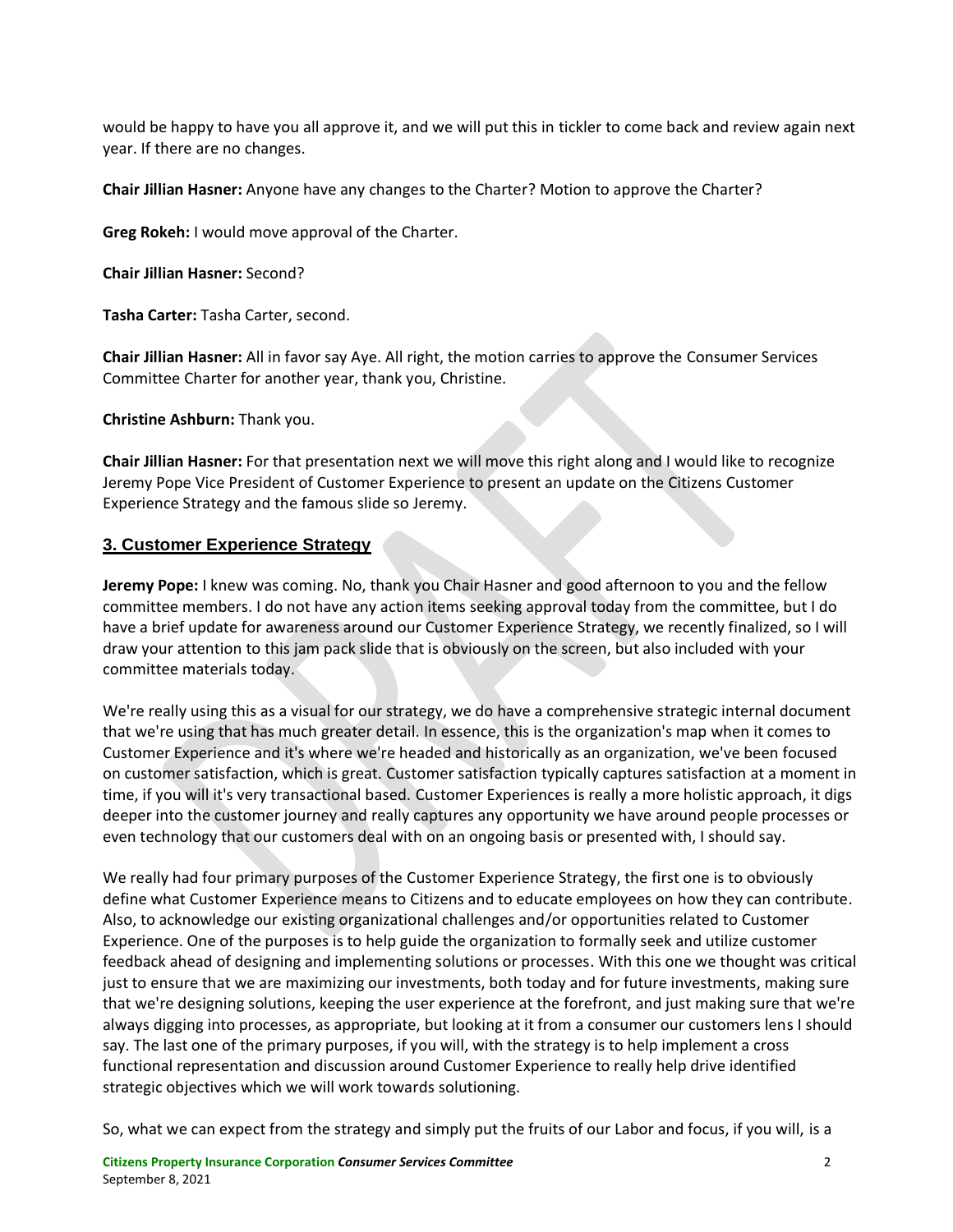would be happy to have you all approve it, and we will put this in tickler to come back and review again next year. If there are no changes.

**Chair Jillian Hasner:** Anyone have any changes to the Charter? Motion to approve the Charter?

**Greg Rokeh:** I would move approval of the Charter.

**Chair Jillian Hasner:** Second?

**Tasha Carter:** Tasha Carter, second.

**Chair Jillian Hasner:** All in favor say Aye. All right, the motion carries to approve the Consumer Services Committee Charter for another year, thank you, Christine.

**Christine Ashburn:** Thank you.

**Chair Jillian Hasner:** For that presentation next we will move this right along and I would like to recognize Jeremy Pope Vice President of Customer Experience to present an update on the Citizens Customer Experience Strategy and the famous slide so Jeremy.

## 3. Customer Experience Strategy

**Jeremy Pope:** I knew was coming. No, thank you Chair Hasner and good afternoon to you and the fellow committee members. I do not have any action items seeking approval today from the committee, but I do have a brief update for awareness around our Customer Experience Strategy, we recently finalized, so I will draw your attention to this jam pack slide that is obviously on the screen, but also included with your committee materials today.

We're really using this as a visual for our strategy, we do have a comprehensive strategic internal document that we're using that has much greater detail. In essence, this is the organization's map when it comes to Customer Experience and it's where we're headed and historically as an organization, we've been focused on customer satisfaction, which is great. Customer satisfaction typically captures satisfaction at a moment in time, if you will it's very transactional based. Customer Experiences is really a more holistic approach, it digs deeper into the customer journey and really captures any opportunity we have around people processes or even technology that our customers deal with on an ongoing basis or presented with, I should say.

We really had four primary purposes of the Customer Experience Strategy, the first one is to obviously define what Customer Experience means to Citizens and to educate employees on how they can contribute. Also, to acknowledge our existing organizational challenges and/or opportunities related to Customer Experience. One of the purposes is to help guide the organization to formally seek and utilize customer feedback ahead of designing and implementing solutions or processes. With this one we thought was critical just to ensure that we are maximizing our investments, both today and for future investments, making sure that we're designing solutions, keeping the user experience at the forefront, and just making sure that we're always digging into processes, as appropriate, but looking at it from a consumer our customers lens I should say. The last one of the primary purposes, if you will, with the strategy is to help implement a cross functional representation and discussion around Customer Experience to really help drive identified strategic objectives which we will work towards solutioning.

So, what we can expect from the strategy and simply put the fruits of our Labor and focus, if you will, is a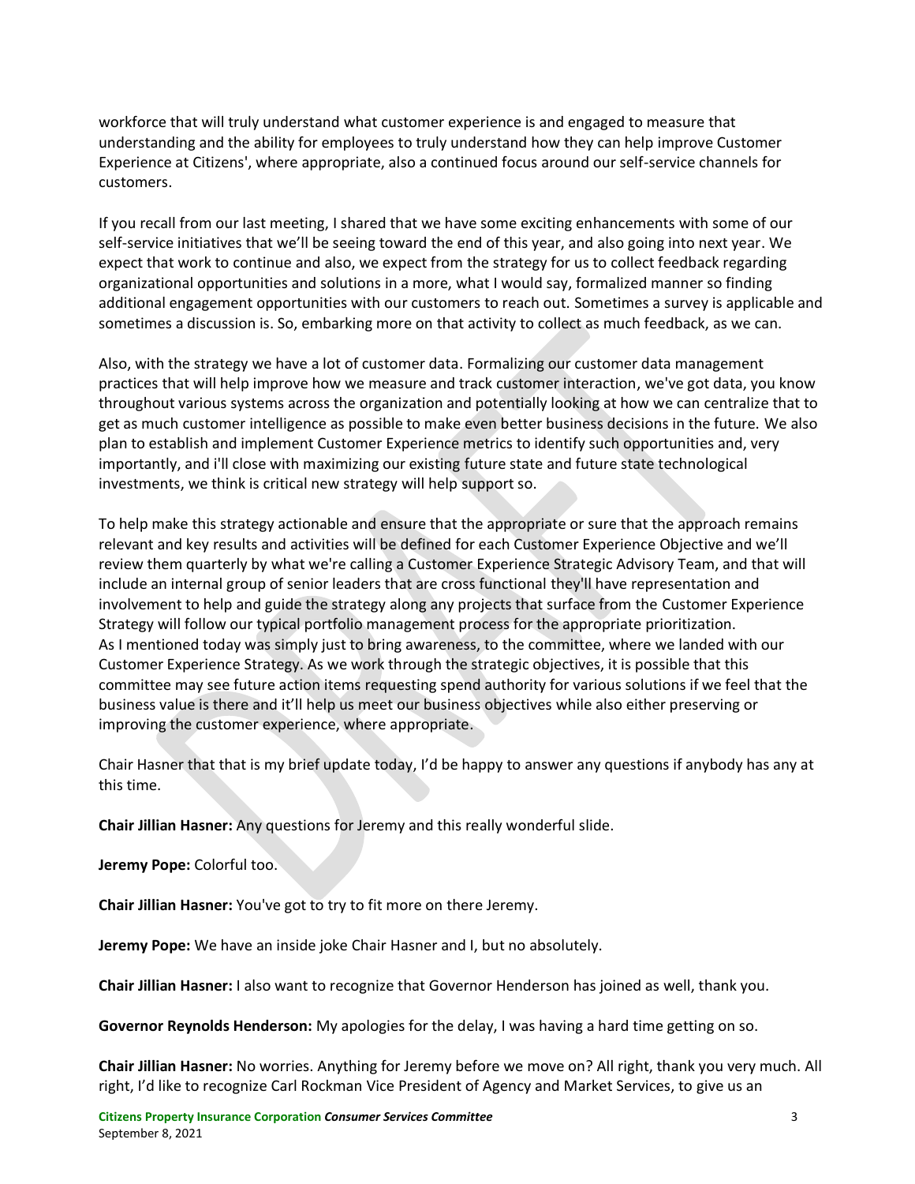workforce that will truly understand what customer experience is and engaged to measure that understanding and the ability for employees to truly understand how they can help improve Customer Experience at Citizens', where appropriate, also a continued focus around our self-service channels for customers.

If you recall from our last meeting, I shared that we have some exciting enhancements with some of our self-service initiatives that we'll be seeing toward the end of this year, and also going into next year. We expect that work to continue and also, we expect from the strategy for us to collect feedback regarding organizational opportunities and solutions in a more, what I would say, formalized manner so finding additional engagement opportunities with our customers to reach out. Sometimes a survey is applicable and sometimes a discussion is. So, embarking more on that activity to collect as much feedback, as we can.

Also, with the strategy we have a lot of customer data. Formalizing our customer data management practices that will help improve how we measure and track customer interaction, we've got data, you know throughout various systems across the organization and potentially looking at how we can centralize that to get as much customer intelligence as possible to make even better business decisions in the future. We also plan to establish and implement Customer Experience metrics to identify such opportunities and, very importantly, and i'll close with maximizing our existing future state and future state technological investments, we think is critical new strategy will help support so.

To help make this strategy actionable and ensure that the appropriate or sure that the approach remains relevant and key results and activities will be defined for each Customer Experience Objective and we'll review them quarterly by what we're calling a Customer Experience Strategic Advisory Team, and that will include an internal group of senior leaders that are cross functional they'll have representation and involvement to help and guide the strategy along any projects that surface from the Customer Experience Strategy will follow our typical portfolio management process for the appropriate prioritization.
As I mentioned today was simply just to bring awareness, to the committee, where we landed with our Customer Experience Strategy. As we work through the strategic objectives, it is possible that this committee may see future action items requesting spend authority for various solutions if we feel that the business value is there and it'll help us meet our business objectives while also either preserving or improving the customer experience, where appropriate.

Chair Hasner that that is my brief update today, I'd be happy to answer any questions if anybody has any at this time.

**Chair Jillian Hasner:** Any questions for Jeremy and this really wonderful slide.

**Jeremy Pope:** Colorful too.

**Chair Jillian Hasner:** You've got to try to fit more on there Jeremy.

**Jeremy Pope:** We have an inside joke Chair Hasner and I, but no absolutely.

**Chair Jillian Hasner:** I also want to recognize that Governor Henderson has joined as well, thank you.

**Governor Reynolds Henderson:** My apologies for the delay, I was having a hard time getting on so.

**Chair Jillian Hasner:** No worries. Anything for Jeremy before we move on? All right, thank you very much. All right, I'd like to recognize Carl Rockman Vice President of Agency and Market Services, to give us an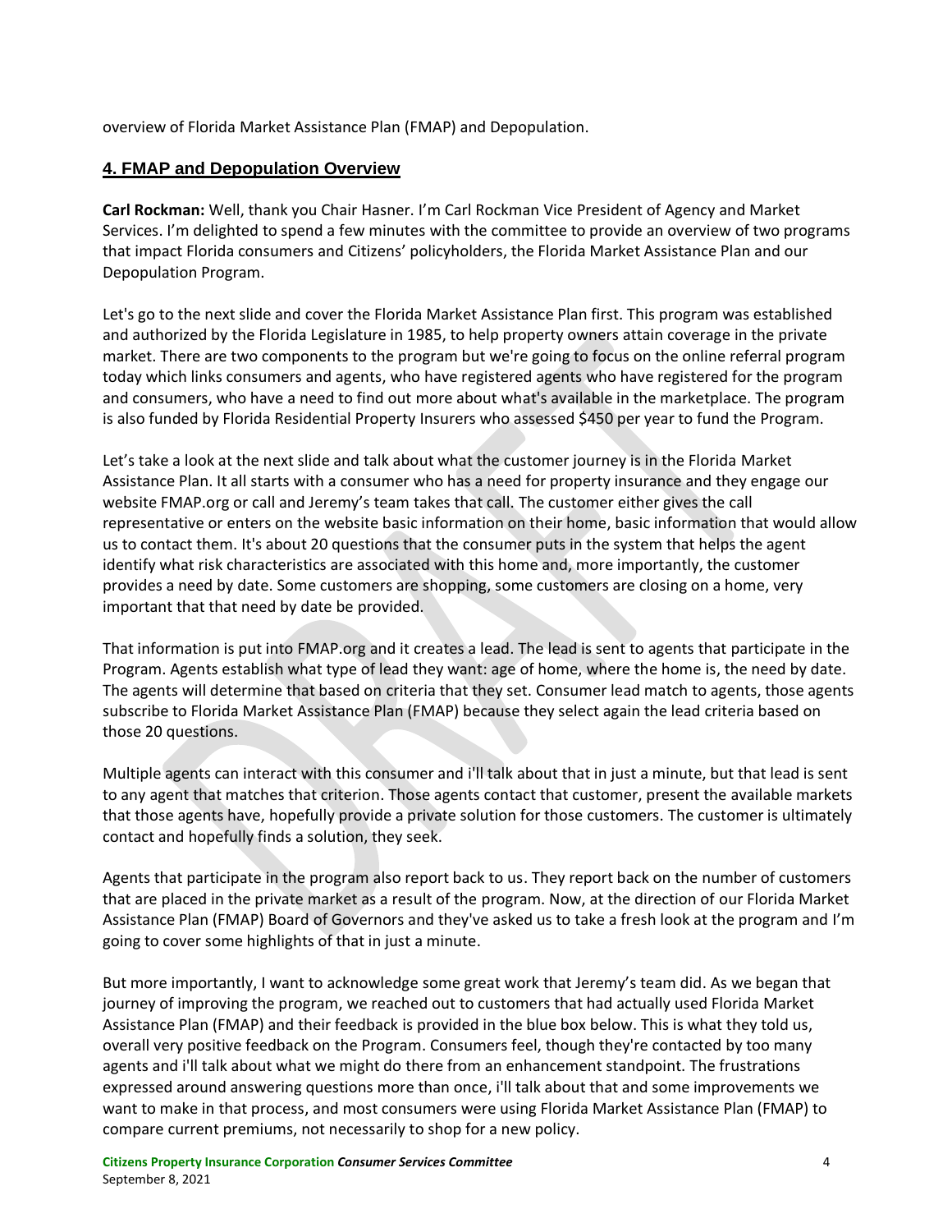overview of Florida Market Assistance Plan (FMAP) and Depopulation.

## 4. FMAP and Depopulation Overview

**Carl Rockman:** Well, thank you Chair Hasner. I'm Carl Rockman Vice President of Agency and Market Services. I'm delighted to spend a few minutes with the committee to provide an overview of two programs that impact Florida consumers and Citizens' policyholders, the Florida Market Assistance Plan and our Depopulation Program.

Let's go to the next slide and cover the Florida Market Assistance Plan first. This program was established and authorized by the Florida Legislature in 1985, to help property owners attain coverage in the private market. There are two components to the program but we're going to focus on the online referral program today which links consumers and agents, who have registered agents who have registered for the program and consumers, who have a need to find out more about what's available in the marketplace. The program is also funded by Florida Residential Property Insurers who assessed $450 per year to fund the Program.

Let's take a look at the next slide and talk about what the customer journey is in the Florida Market Assistance Plan. It all starts with a consumer who has a need for property insurance and they engage our website FMAP.org or call and Jeremy's team takes that call. The customer either gives the call representative or enters on the website basic information on their home, basic information that would allow us to contact them. It's about 20 questions that the consumer puts in the system that helps the agent identify what risk characteristics are associated with this home and, more importantly, the customer provides a need by date. Some customers are shopping, some customers are closing on a home, very important that that need by date be provided.

That information is put into FMAP.org and it creates a lead. The lead is sent to agents that participate in the Program. Agents establish what type of lead they want: age of home, where the home is, the need by date. The agents will determine that based on criteria that they set. Consumer lead match to agents, those agents subscribe to Florida Market Assistance Plan (FMAP) because they select again the lead criteria based on those 20 questions.

Multiple agents can interact with this consumer and i'll talk about that in just a minute, but that lead is sent to any agent that matches that criterion. Those agents contact that customer, present the available markets that those agents have, hopefully provide a private solution for those customers. The customer is ultimately contact and hopefully finds a solution, they seek.

Agents that participate in the program also report back to us. They report back on the number of customers that are placed in the private market as a result of the program. Now, at the direction of our Florida Market Assistance Plan (FMAP) Board of Governors and they've asked us to take a fresh look at the program and I'm going to cover some highlights of that in just a minute.

But more importantly, I want to acknowledge some great work that Jeremy's team did. As we began that journey of improving the program, we reached out to customers that had actually used Florida Market Assistance Plan (FMAP) and their feedback is provided in the blue box below. This is what they told us, overall very positive feedback on the Program. Consumers feel, though they're contacted by too many agents and i'll talk about what we might do there from an enhancement standpoint. The frustrations expressed around answering questions more than once, i'll talk about that and some improvements we want to make in that process, and most consumers were using Florida Market Assistance Plan (FMAP) to compare current premiums, not necessarily to shop for a new policy.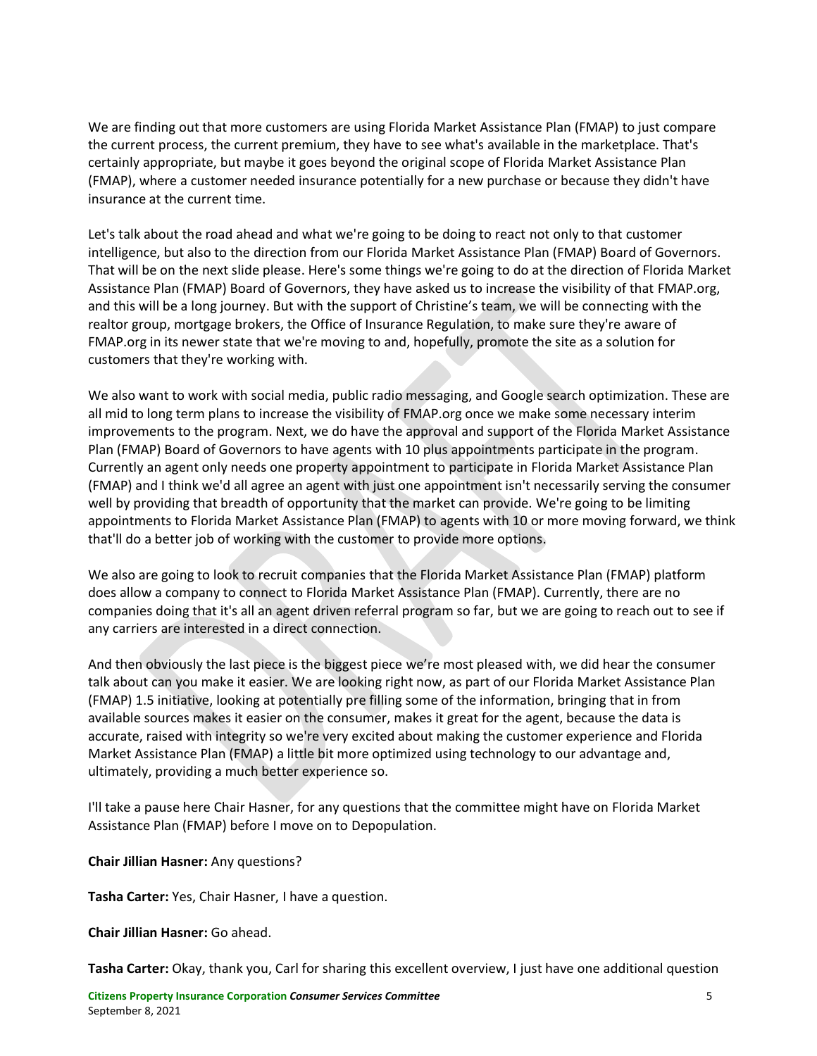We are finding out that more customers are using Florida Market Assistance Plan (FMAP) to just compare the current process, the current premium, they have to see what's available in the marketplace. That's certainly appropriate, but maybe it goes beyond the original scope of Florida Market Assistance Plan (FMAP), where a customer needed insurance potentially for a new purchase or because they didn't have insurance at the current time.

Let's talk about the road ahead and what we're going to be doing to react not only to that customer intelligence, but also to the direction from our Florida Market Assistance Plan (FMAP) Board of Governors. That will be on the next slide please. Here's some things we're going to do at the direction of Florida Market Assistance Plan (FMAP) Board of Governors, they have asked us to increase the visibility of that FMAP.org, and this will be a long journey. But with the support of Christine's team, we will be connecting with the realtor group, mortgage brokers, the Office of Insurance Regulation, to make sure they're aware of FMAP.org in its newer state that we're moving to and, hopefully, promote the site as a solution for customers that they're working with.

We also want to work with social media, public radio messaging, and Google search optimization. These are all mid to long term plans to increase the visibility of FMAP.org once we make some necessary interim improvements to the program. Next, we do have the approval and support of the Florida Market Assistance Plan (FMAP) Board of Governors to have agents with 10 plus appointments participate in the program. Currently an agent only needs one property appointment to participate in Florida Market Assistance Plan (FMAP) and I think we'd all agree an agent with just one appointment isn't necessarily serving the consumer well by providing that breadth of opportunity that the market can provide. We're going to be limiting appointments to Florida Market Assistance Plan (FMAP) to agents with 10 or more moving forward, we think that'll do a better job of working with the customer to provide more options.

We also are going to look to recruit companies that the Florida Market Assistance Plan (FMAP) platform does allow a company to connect to Florida Market Assistance Plan (FMAP). Currently, there are no companies doing that it's all an agent driven referral program so far, but we are going to reach out to see if any carriers are interested in a direct connection.

And then obviously the last piece is the biggest piece we're most pleased with, we did hear the consumer talk about can you make it easier. We are looking right now, as part of our Florida Market Assistance Plan (FMAP) 1.5 initiative, looking at potentially pre filling some of the information, bringing that in from available sources makes it easier on the consumer, makes it great for the agent, because the data is accurate, raised with integrity so we're very excited about making the customer experience and Florida Market Assistance Plan (FMAP) a little bit more optimized using technology to our advantage and, ultimately, providing a much better experience so.

I'll take a pause here Chair Hasner, for any questions that the committee might have on Florida Market Assistance Plan (FMAP) before I move on to Depopulation.

**Chair Jillian Hasner:** Any questions?

**Tasha Carter:** Yes, Chair Hasner, I have a question.

**Chair Jillian Hasner:** Go ahead.

**Tasha Carter:** Okay, thank you, Carl for sharing this excellent overview, I just have one additional question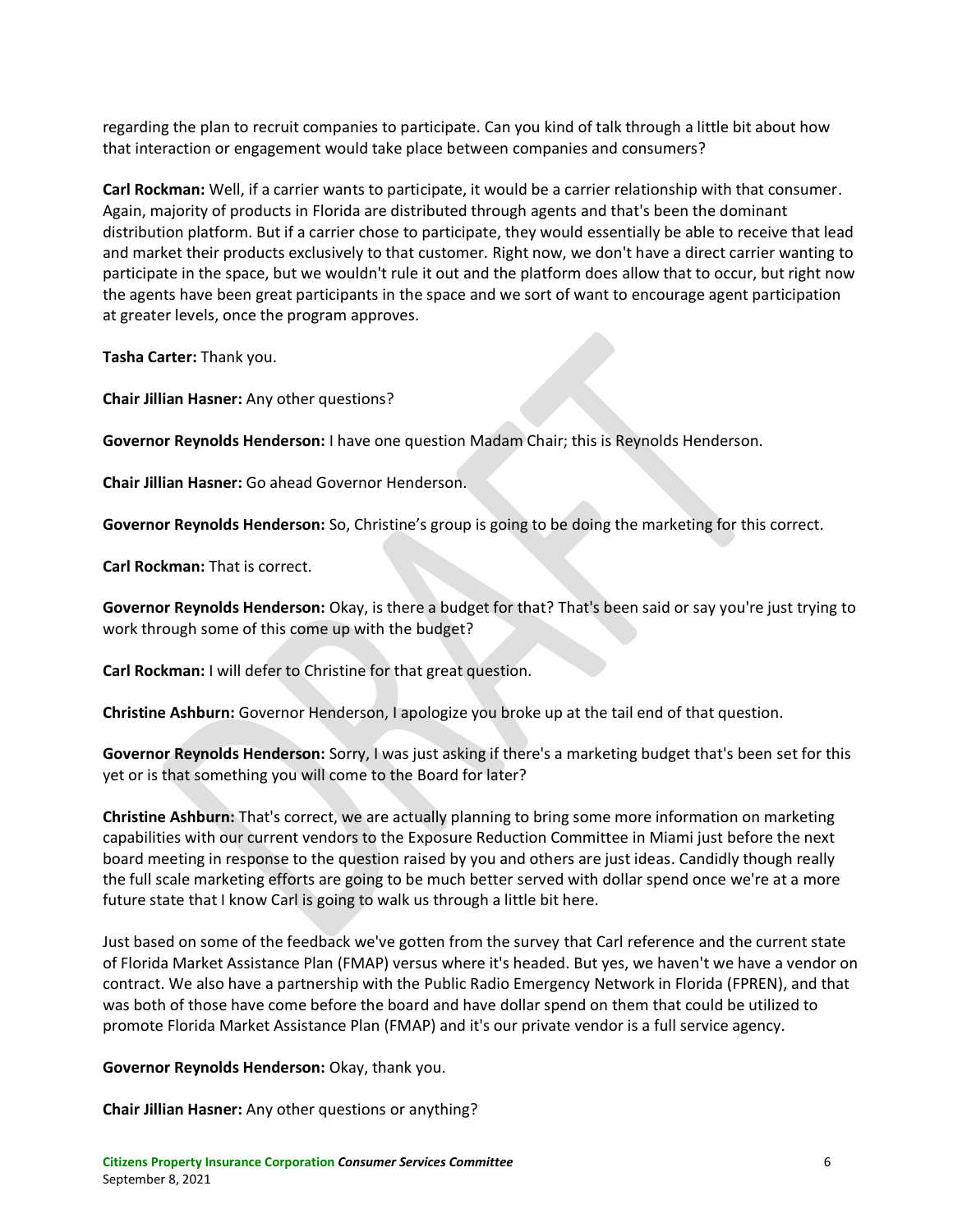regarding the plan to recruit companies to participate. Can you kind of talk through a little bit about how that interaction or engagement would take place between companies and consumers?

**Carl Rockman:** Well, if a carrier wants to participate, it would be a carrier relationship with that consumer. Again, majority of products in Florida are distributed through agents and that's been the dominant distribution platform. But if a carrier chose to participate, they would essentially be able to receive that lead and market their products exclusively to that customer. Right now, we don't have a direct carrier wanting to participate in the space, but we wouldn't rule it out and the platform does allow that to occur, but right now the agents have been great participants in the space and we sort of want to encourage agent participation at greater levels, once the program approves.

**Tasha Carter:** Thank you.

**Chair Jillian Hasner:** Any other questions?

**Governor Reynolds Henderson:** I have one question Madam Chair; this is Reynolds Henderson.

**Chair Jillian Hasner:** Go ahead Governor Henderson.

**Governor Reynolds Henderson:** So, Christine's group is going to be doing the marketing for this correct.

**Carl Rockman:** That is correct.

**Governor Reynolds Henderson:** Okay, is there a budget for that? That's been said or say you're just trying to work through some of this come up with the budget?

**Carl Rockman:** I will defer to Christine for that great question.

**Christine Ashburn:** Governor Henderson, I apologize you broke up at the tail end of that question.

**Governor Reynolds Henderson:** Sorry, I was just asking if there's a marketing budget that's been set for this yet or is that something you will come to the Board for later?

**Christine Ashburn:** That's correct, we are actually planning to bring some more information on marketing capabilities with our current vendors to the Exposure Reduction Committee in Miami just before the next board meeting in response to the question raised by you and others are just ideas. Candidly though really the full scale marketing efforts are going to be much better served with dollar spend once we're at a more future state that I know Carl is going to walk us through a little bit here.

Just based on some of the feedback we've gotten from the survey that Carl reference and the current state of Florida Market Assistance Plan (FMAP) versus where it's headed. But yes, we haven't we have a vendor on contract. We also have a partnership with the Public Radio Emergency Network in Florida (FPREN), and that was both of those have come before the board and have dollar spend on them that could be utilized to promote Florida Market Assistance Plan (FMAP) and it's our private vendor is a full service agency.

**Governor Reynolds Henderson:** Okay, thank you.

**Chair Jillian Hasner:** Any other questions or anything?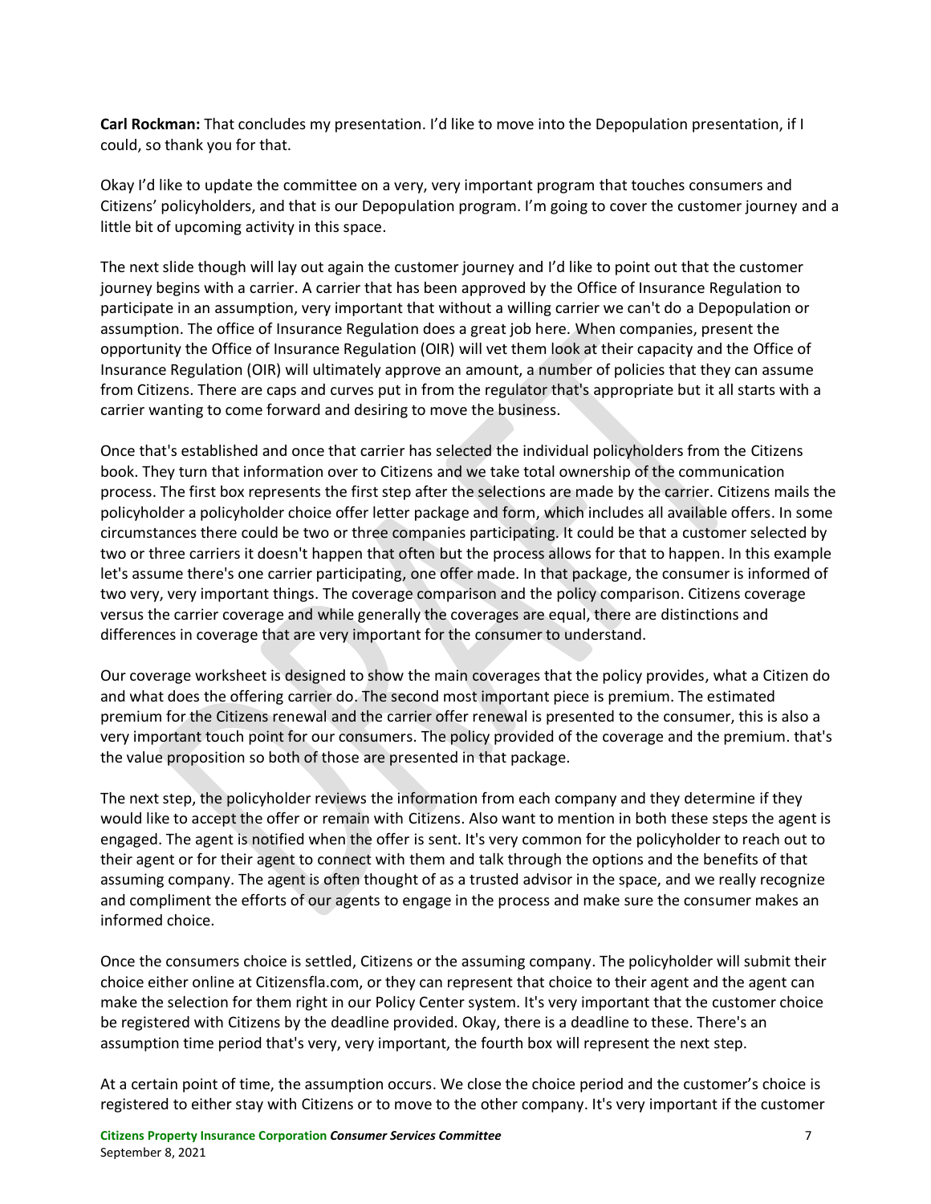**Carl Rockman:** That concludes my presentation. I'd like to move into the Depopulation presentation, if I could, so thank you for that.

Okay I'd like to update the committee on a very, very important program that touches consumers and Citizens' policyholders, and that is our Depopulation program. I'm going to cover the customer journey and a little bit of upcoming activity in this space.

The next slide though will lay out again the customer journey and I'd like to point out that the customer journey begins with a carrier. A carrier that has been approved by the Office of Insurance Regulation to participate in an assumption, very important that without a willing carrier we can't do a Depopulation or assumption. The office of Insurance Regulation does a great job here. When companies, present the opportunity the Office of Insurance Regulation (OIR) will vet them look at their capacity and the Office of Insurance Regulation (OIR) will ultimately approve an amount, a number of policies that they can assume from Citizens. There are caps and curves put in from the regulator that's appropriate but it all starts with a carrier wanting to come forward and desiring to move the business.

Once that's established and once that carrier has selected the individual policyholders from the Citizens book. They turn that information over to Citizens and we take total ownership of the communication process. The first box represents the first step after the selections are made by the carrier. Citizens mails the policyholder a policyholder choice offer letter package and form, which includes all available offers. In some circumstances there could be two or three companies participating. It could be that a customer selected by two or three carriers it doesn't happen that often but the process allows for that to happen. In this example let's assume there's one carrier participating, one offer made. In that package, the consumer is informed of two very, very important things. The coverage comparison and the policy comparison. Citizens coverage versus the carrier coverage and while generally the coverages are equal, there are distinctions and differences in coverage that are very important for the consumer to understand.

Our coverage worksheet is designed to show the main coverages that the policy provides, what a Citizen do and what does the offering carrier do. The second most important piece is premium. The estimated premium for the Citizens renewal and the carrier offer renewal is presented to the consumer, this is also a very important touch point for our consumers. The policy provided of the coverage and the premium. that's the value proposition so both of those are presented in that package.

The next step, the policyholder reviews the information from each company and they determine if they would like to accept the offer or remain with Citizens. Also want to mention in both these steps the agent is engaged. The agent is notified when the offer is sent. It's very common for the policyholder to reach out to their agent or for their agent to connect with them and talk through the options and the benefits of that assuming company. The agent is often thought of as a trusted advisor in the space, and we really recognize and compliment the efforts of our agents to engage in the process and make sure the consumer makes an informed choice.

Once the consumers choice is settled, Citizens or the assuming company. The policyholder will submit their choice either online at Citizensfla.com, or they can represent that choice to their agent and the agent can make the selection for them right in our Policy Center system. It's very important that the customer choice be registered with Citizens by the deadline provided. Okay, there is a deadline to these. There's an assumption time period that's very, very important, the fourth box will represent the next step.

At a certain point of time, the assumption occurs. We close the choice period and the customer's choice is registered to either stay with Citizens or to move to the other company. It's very important if the customer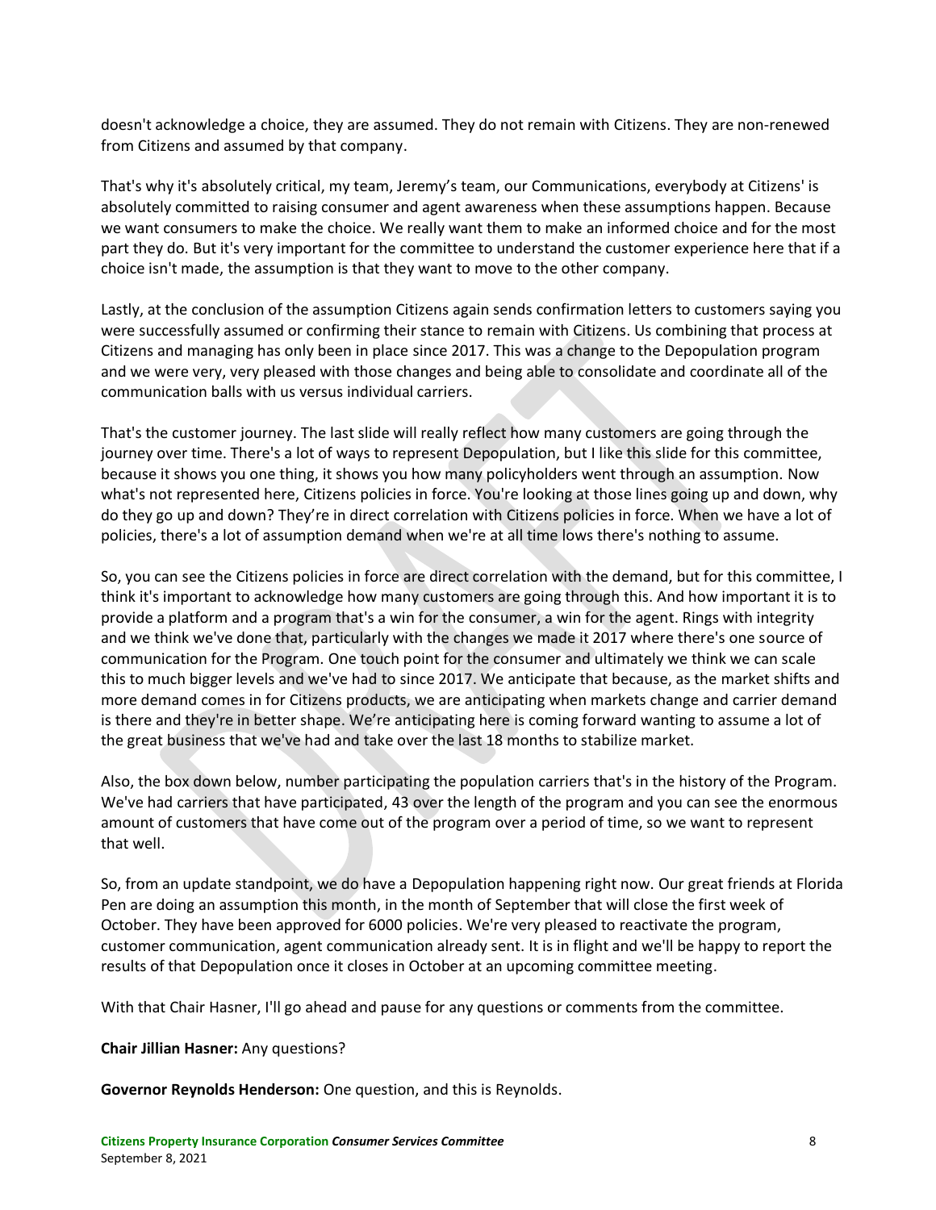doesn't acknowledge a choice, they are assumed. They do not remain with Citizens. They are non-renewed from Citizens and assumed by that company.

That's why it's absolutely critical, my team, Jeremy's team, our Communications, everybody at Citizens' is absolutely committed to raising consumer and agent awareness when these assumptions happen. Because we want consumers to make the choice. We really want them to make an informed choice and for the most part they do. But it's very important for the committee to understand the customer experience here that if a choice isn't made, the assumption is that they want to move to the other company.

Lastly, at the conclusion of the assumption Citizens again sends confirmation letters to customers saying you were successfully assumed or confirming their stance to remain with Citizens. Us combining that process at Citizens and managing has only been in place since 2017. This was a change to the Depopulation program and we were very, very pleased with those changes and being able to consolidate and coordinate all of the communication balls with us versus individual carriers.

That's the customer journey. The last slide will really reflect how many customers are going through the journey over time. There's a lot of ways to represent Depopulation, but I like this slide for this committee, because it shows you one thing, it shows you how many policyholders went through an assumption. Now what's not represented here, Citizens policies in force. You're looking at those lines going up and down, why do they go up and down? They're in direct correlation with Citizens policies in force. When we have a lot of policies, there's a lot of assumption demand when we're at all time lows there's nothing to assume.

So, you can see the Citizens policies in force are direct correlation with the demand, but for this committee, I think it's important to acknowledge how many customers are going through this. And how important it is to provide a platform and a program that's a win for the consumer, a win for the agent. Rings with integrity and we think we've done that, particularly with the changes we made it 2017 where there's one source of communication for the Program. One touch point for the consumer and ultimately we think we can scale this to much bigger levels and we've had to since 2017. We anticipate that because, as the market shifts and more demand comes in for Citizens products, we are anticipating when markets change and carrier demand is there and they're in better shape. We're anticipating here is coming forward wanting to assume a lot of the great business that we've had and take over the last 18 months to stabilize market.

Also, the box down below, number participating the population carriers that's in the history of the Program. We've had carriers that have participated, 43 over the length of the program and you can see the enormous amount of customers that have come out of the program over a period of time, so we want to represent that well.

So, from an update standpoint, we do have a Depopulation happening right now. Our great friends at Florida Pen are doing an assumption this month, in the month of September that will close the first week of October. They have been approved for 6000 policies. We're very pleased to reactivate the program, customer communication, agent communication already sent. It is in flight and we'll be happy to report the results of that Depopulation once it closes in October at an upcoming committee meeting.

With that Chair Hasner, I'll go ahead and pause for any questions or comments from the committee.

**Chair Jillian Hasner:** Any questions?

**Governor Reynolds Henderson:** One question, and this is Reynolds.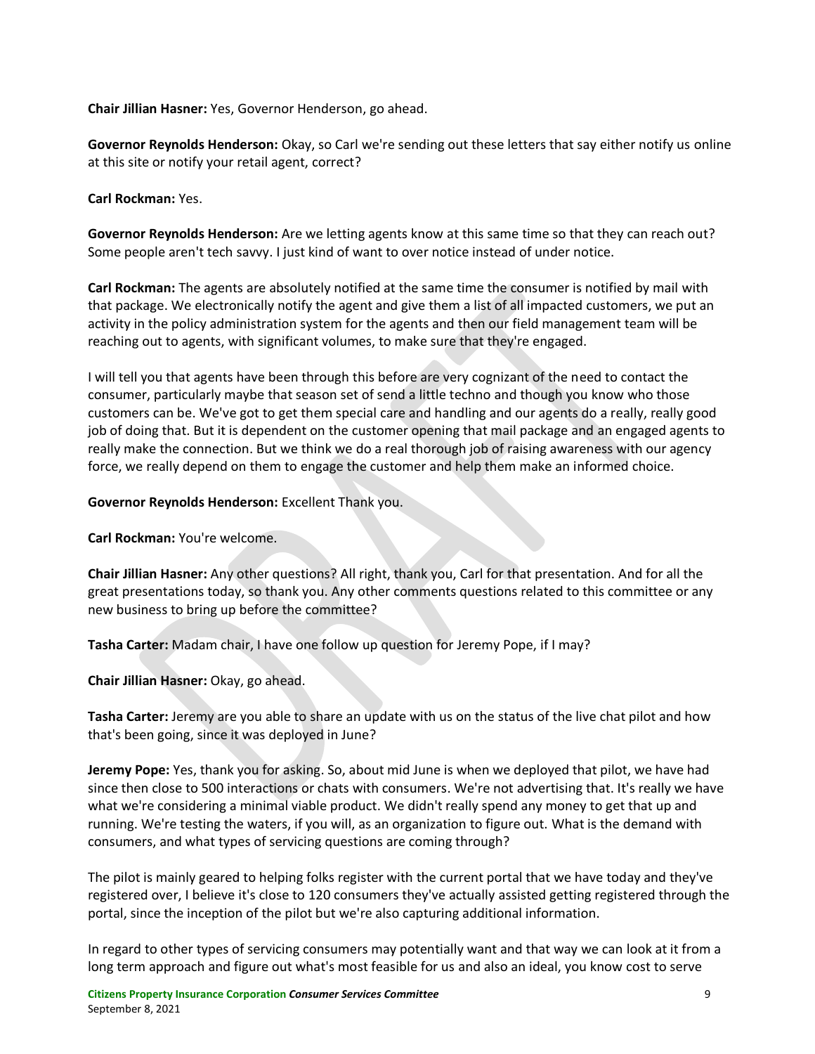**Chair Jillian Hasner:** Yes, Governor Henderson, go ahead.

**Governor Reynolds Henderson:** Okay, so Carl we're sending out these letters that say either notify us online at this site or notify your retail agent, correct?

**Carl Rockman:** Yes.

**Governor Reynolds Henderson:** Are we letting agents know at this same time so that they can reach out? Some people aren't tech savvy. I just kind of want to over notice instead of under notice.

**Carl Rockman:** The agents are absolutely notified at the same time the consumer is notified by mail with that package. We electronically notify the agent and give them a list of all impacted customers, we put an activity in the policy administration system for the agents and then our field management team will be reaching out to agents, with significant volumes, to make sure that they're engaged.

I will tell you that agents have been through this before are very cognizant of the need to contact the consumer, particularly maybe that season set of send a little techno and though you know who those customers can be. We've got to get them special care and handling and our agents do a really, really good job of doing that. But it is dependent on the customer opening that mail package and an engaged agents to really make the connection. But we think we do a real thorough job of raising awareness with our agency force, we really depend on them to engage the customer and help them make an informed choice.

**Governor Reynolds Henderson:** Excellent Thank you.

**Carl Rockman:** You're welcome.

**Chair Jillian Hasner:** Any other questions? All right, thank you, Carl for that presentation. And for all the great presentations today, so thank you. Any other comments questions related to this committee or any new business to bring up before the committee?

**Tasha Carter:** Madam chair, I have one follow up question for Jeremy Pope, if I may?

**Chair Jillian Hasner:** Okay, go ahead.

**Tasha Carter:** Jeremy are you able to share an update with us on the status of the live chat pilot and how that's been going, since it was deployed in June?

**Jeremy Pope:** Yes, thank you for asking. So, about mid June is when we deployed that pilot, we have had since then close to 500 interactions or chats with consumers. We're not advertising that. It's really we have what we're considering a minimal viable product. We didn't really spend any money to get that up and running. We're testing the waters, if you will, as an organization to figure out. What is the demand with consumers, and what types of servicing questions are coming through?

The pilot is mainly geared to helping folks register with the current portal that we have today and they've registered over, I believe it's close to 120 consumers they've actually assisted getting registered through the portal, since the inception of the pilot but we're also capturing additional information.

In regard to other types of servicing consumers may potentially want and that way we can look at it from a long term approach and figure out what's most feasible for us and also an ideal, you know cost to serve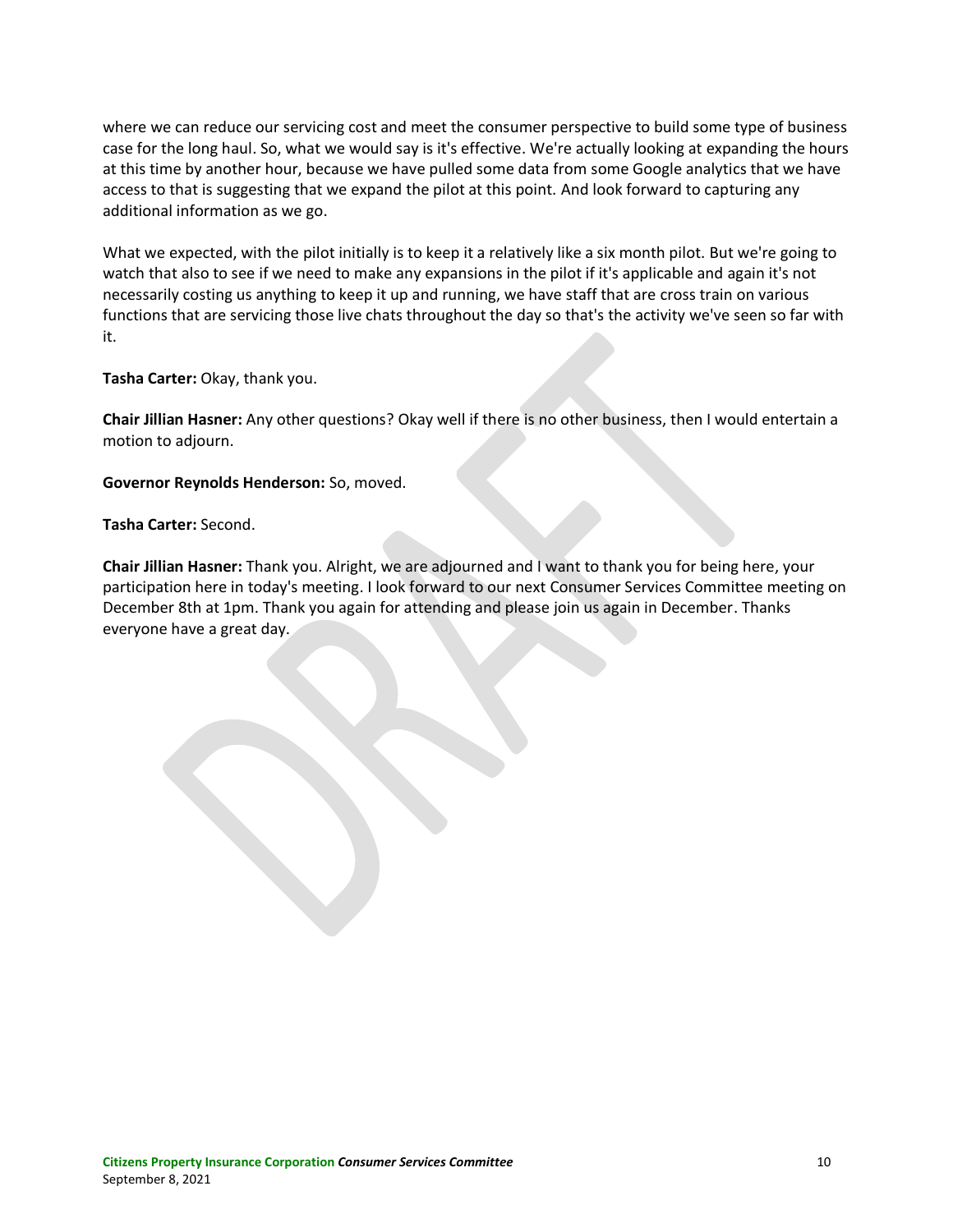where we can reduce our servicing cost and meet the consumer perspective to build some type of business case for the long haul. So, what we would say is it's effective. We're actually looking at expanding the hours at this time by another hour, because we have pulled some data from some Google analytics that we have access to that is suggesting that we expand the pilot at this point. And look forward to capturing any additional information as we go.

What we expected, with the pilot initially is to keep it a relatively like a six month pilot. But we're going to watch that also to see if we need to make any expansions in the pilot if it's applicable and again it's not necessarily costing us anything to keep it up and running, we have staff that are cross train on various functions that are servicing those live chats throughout the day so that's the activity we've seen so far with it.

**Tasha Carter:** Okay, thank you.

**Chair Jillian Hasner:** Any other questions? Okay well if there is no other business, then I would entertain a motion to adjourn.

**Governor Reynolds Henderson:** So, moved.

**Tasha Carter:** Second.

**Chair Jillian Hasner:** Thank you. Alright, we are adjourned and I want to thank you for being here, your participation here in today's meeting. I look forward to our next Consumer Services Committee meeting on December 8th at 1pm. Thank you again for attending and please join us again in December. Thanks everyone have a great day.